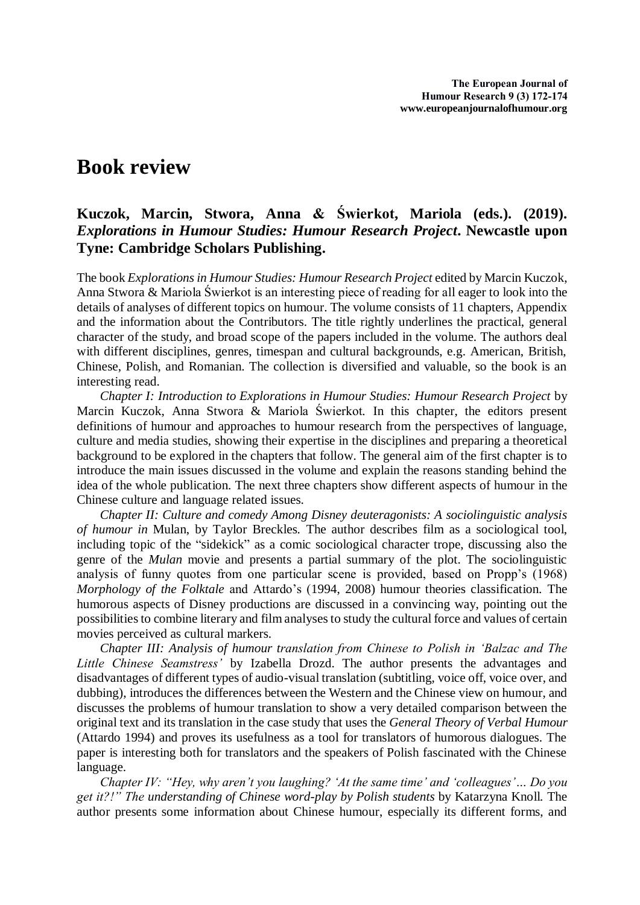# Book review

## Kuczok, Marcin, Stwora, Anna & Świerkot, Mariola (eds.). (2019). *Explorations in Humour Studies: Humour Research Project*. Newcastle upon Tyne: Cambridge Scholars Publishing.

The book *Explorations in Humour Studies: Humour Research Project* edited by Marcin Kuczok, Anna Stwora & Mariola Świerkot is an interesting piece of reading for all eager to look into the details of analyses of different topics on humour. The volume consists of 11 chapters, Appendix and the information about the Contributors. The title rightly underlines the practical, general character of the study, and broad scope of the papers included in the volume. The authors deal with different disciplines, genres, timespan and cultural backgrounds, e.g. American, British, Chinese, Polish, and Romanian. The collection is diversified and valuable, so the book is an interesting read.

*Chapter I: Introduction to Explorations in Humour Studies: Humour Research Project* by Marcin Kuczok, Anna Stwora & Mariola Świerkot. In this chapter, the editors present definitions of humour and approaches to humour research from the perspectives of language, culture and media studies, showing their expertise in the disciplines and preparing a theoretical background to be explored in the chapters that follow. The general aim of the first chapter is to introduce the main issues discussed in the volume and explain the reasons standing behind the idea of the whole publication. The next three chapters show different aspects of humour in the Chinese culture and language related issues.

*Chapter II: Culture and comedy Among Disney deuteragonists: A sociolinguistic analysis of humour in* Mulan, by Taylor Breckles. The author describes film as a sociological tool, including topic of the "sidekick" as a comic sociological character trope, discussing also the genre of the *Mulan* movie and presents a partial summary of the plot. The sociolinguistic analysis of funny quotes from one particular scene is provided, based on Propp's (1968) *Morphology of the Folktale* and Attardo's (1994, 2008) humour theories classification. The humorous aspects of Disney productions are discussed in a convincing way, pointing out the possibilities to combine literary and film analyses to study the cultural force and values of certain movies perceived as cultural markers.

*Chapter III: Analysis of humour translation from Chinese to Polish in 'Balzac and The Little Chinese Seamstress'* by Izabella Drozd. The author presents the advantages and disadvantages of different types of audio-visual translation (subtitling, voice off, voice over, and dubbing), introduces the differences between the Western and the Chinese view on humour, and discusses the problems of humour translation to show a very detailed comparison between the original text and its translation in the case study that uses the *General Theory of Verbal Humour* (Attardo 1994) and proves its usefulness as a tool for translators of humorous dialogues. The paper is interesting both for translators and the speakers of Polish fascinated with the Chinese language.

*Chapter IV: "Hey, why aren't you laughing? 'At the same time' and 'colleagues'… Do you get it?!" The understanding of Chinese word-play by Polish students* by Katarzyna Knoll. The author presents some information about Chinese humour, especially its different forms, and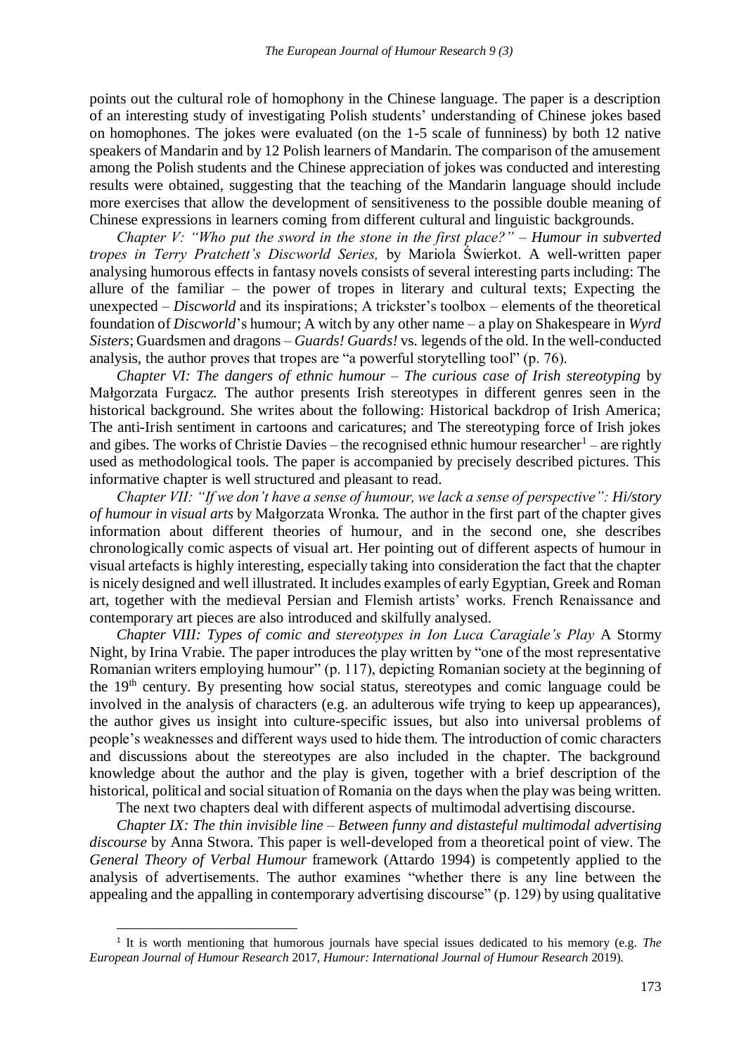points out the cultural role of homophony in the Chinese language. The paper is a description of an interesting study of investigating Polish students' understanding of Chinese jokes based on homophones. The jokes were evaluated (on the 1-5 scale of funniness) by both 12 native speakers of Mandarin and by 12 Polish learners of Mandarin. The comparison of the amusement among the Polish students and the Chinese appreciation of jokes was conducted and interesting results were obtained, suggesting that the teaching of the Mandarin language should include more exercises that allow the development of sensitiveness to the possible double meaning of Chinese expressions in learners coming from different cultural and linguistic backgrounds.

*Chapter V: "Who put the sword in the stone in the first place?" – Humour in subverted tropes in Terry Pratchett's Discworld Series,* by Mariola Świerkot. A well-written paper analysing humorous effects in fantasy novels consists of several interesting parts including: The allure of the familiar – the power of tropes in literary and cultural texts; Expecting the unexpected – *Discworld* and its inspirations; A trickster's toolbox – elements of the theoretical foundation of *Discworld*'s humour; A witch by any other name – a play on Shakespeare in *Wyrd Sisters*; Guardsmen and dragons – *Guards! Guards!* vs. legends of the old. In the well-conducted analysis, the author proves that tropes are "a powerful storytelling tool" (p. 76).

*Chapter VI: The dangers of ethnic humour – The curious case of Irish stereotyping* by Małgorzata Furgacz. The author presents Irish stereotypes in different genres seen in the historical background. She writes about the following: Historical backdrop of Irish America; The anti-Irish sentiment in cartoons and caricatures; and The stereotyping force of Irish jokes and gibes. The works of Christie Davies – the recognised ethnic humour researcher[1] – are rightly used as methodological tools. The paper is accompanied by precisely described pictures. This informative chapter is well structured and pleasant to read.

*Chapter VII: "If we don't have a sense of humour, we lack a sense of perspective": Hi/story of humour in visual arts* by Małgorzata Wronka. The author in the first part of the chapter gives information about different theories of humour, and in the second one, she describes chronologically comic aspects of visual art. Her pointing out of different aspects of humour in visual artefacts is highly interesting, especially taking into consideration the fact that the chapter is nicely designed and well illustrated. It includes examples of early Egyptian, Greek and Roman art, together with the medieval Persian and Flemish artists' works. French Renaissance and contemporary art pieces are also introduced and skilfully analysed.

*Chapter VIII: Types of comic and stereotypes in Ion Luca Caragiale's Play* A Stormy Night, by Irina Vrabie. The paper introduces the play written by "one of the most representative Romanian writers employing humour" (p. 117), depicting Romanian society at the beginning of the 19th century. By presenting how social status, stereotypes and comic language could be involved in the analysis of characters (e.g. an adulterous wife trying to keep up appearances), the author gives us insight into culture-specific issues, but also into universal problems of people's weaknesses and different ways used to hide them. The introduction of comic characters and discussions about the stereotypes are also included in the chapter. The background knowledge about the author and the play is given, together with a brief description of the historical, political and social situation of Romania on the days when the play was being written.

The next two chapters deal with different aspects of multimodal advertising discourse.

*Chapter IX: The thin invisible line – Between funny and distasteful multimodal advertising discourse* by Anna Stwora. This paper is well-developed from a theoretical point of view. The *General Theory of Verbal Humour* framework (Attardo 1994) is competently applied to the analysis of advertisements. The author examines "whether there is any line between the appealing and the appalling in contemporary advertising discourse" (p. 129) by using qualitative

[1] It is worth mentioning that humorous journals have special issues dedicated to his memory (e.g. *The European Journal of Humour Research* 2017, *Humour: International Journal of Humour Research* 2019).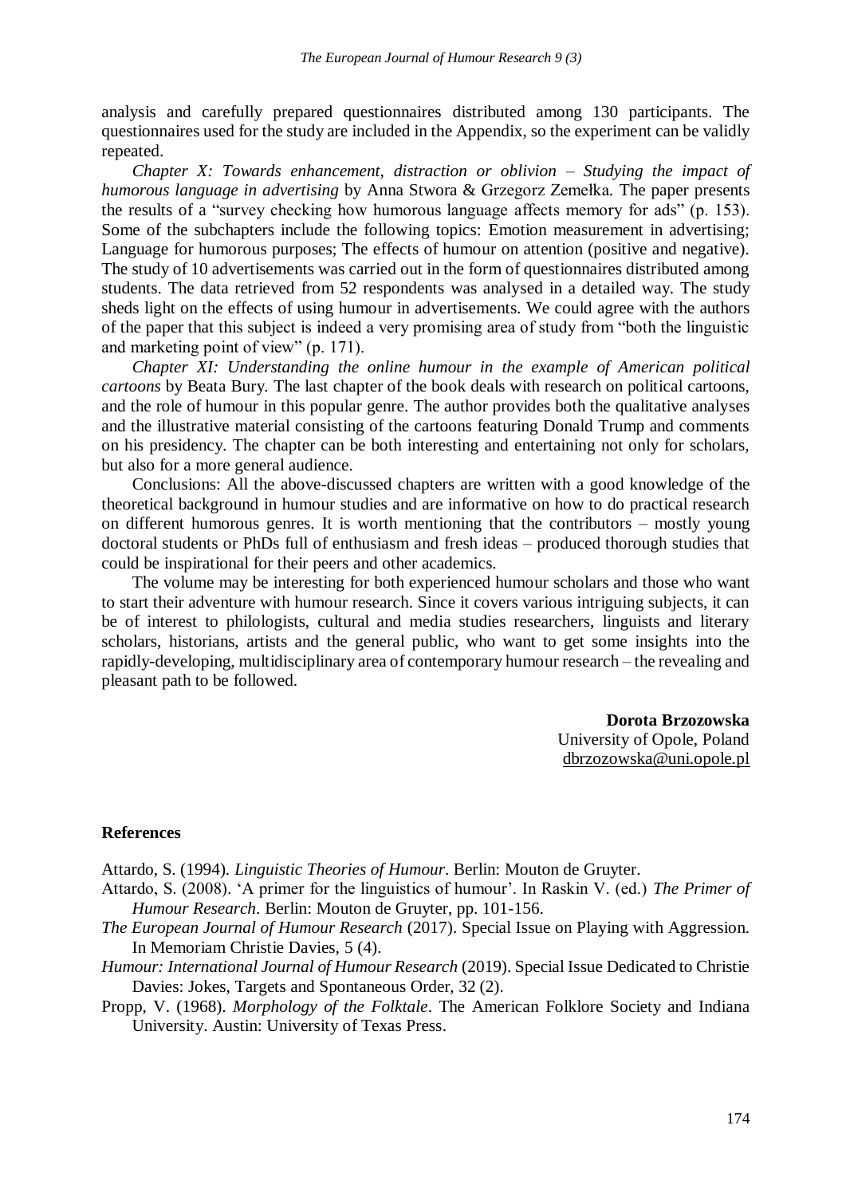analysis and carefully prepared questionnaires distributed among 130 participants. The questionnaires used for the study are included in the Appendix, so the experiment can be validly repeated.

*Chapter X: Towards enhancement, distraction or oblivion – Studying the impact of humorous language in advertising* by Anna Stwora & Grzegorz Zemełka. The paper presents the results of a "survey checking how humorous language affects memory for ads" (p. 153). Some of the subchapters include the following topics: Emotion measurement in advertising; Language for humorous purposes; The effects of humour on attention (positive and negative). The study of 10 advertisements was carried out in the form of questionnaires distributed among students. The data retrieved from 52 respondents was analysed in a detailed way. The study sheds light on the effects of using humour in advertisements. We could agree with the authors of the paper that this subject is indeed a very promising area of study from "both the linguistic and marketing point of view" (p. 171).

*Chapter XI: Understanding the online humour in the example of American political cartoons* by Beata Bury. The last chapter of the book deals with research on political cartoons, and the role of humour in this popular genre. The author provides both the qualitative analyses and the illustrative material consisting of the cartoons featuring Donald Trump and comments on his presidency. The chapter can be both interesting and entertaining not only for scholars, but also for a more general audience.

Conclusions: All the above-discussed chapters are written with a good knowledge of the theoretical background in humour studies and are informative on how to do practical research on different humorous genres. It is worth mentioning that the contributors – mostly young doctoral students or PhDs full of enthusiasm and fresh ideas – produced thorough studies that could be inspirational for their peers and other academics.

The volume may be interesting for both experienced humour scholars and those who want to start their adventure with humour research. Since it covers various intriguing subjects, it can be of interest to philologists, cultural and media studies researchers, linguists and literary scholars, historians, artists and the general public, who want to get some insights into the rapidly-developing, multidisciplinary area of contemporary humour research – the revealing and pleasant path to be followed.

**Dorota Brzozowska**
University of Opole, Poland
dbrzozowska@uni.opole.pl

## References

Attardo, S. (1994). *Linguistic Theories of Humour*. Berlin: Mouton de Gruyter.

Attardo, S. (2008). 'A primer for the linguistics of humour'. In Raskin V. (ed.) *The Primer of Humour Research*. Berlin: Mouton de Gruyter, pp. 101-156.

*The European Journal of Humour Research* (2017). Special Issue on Playing with Aggression. In Memoriam Christie Davies, 5 (4).

*Humour: International Journal of Humour Research* (2019). Special Issue Dedicated to Christie Davies: Jokes, Targets and Spontaneous Order, 32 (2).

Propp, V. (1968). *Morphology of the Folktale*. The American Folklore Society and Indiana University. Austin: University of Texas Press.